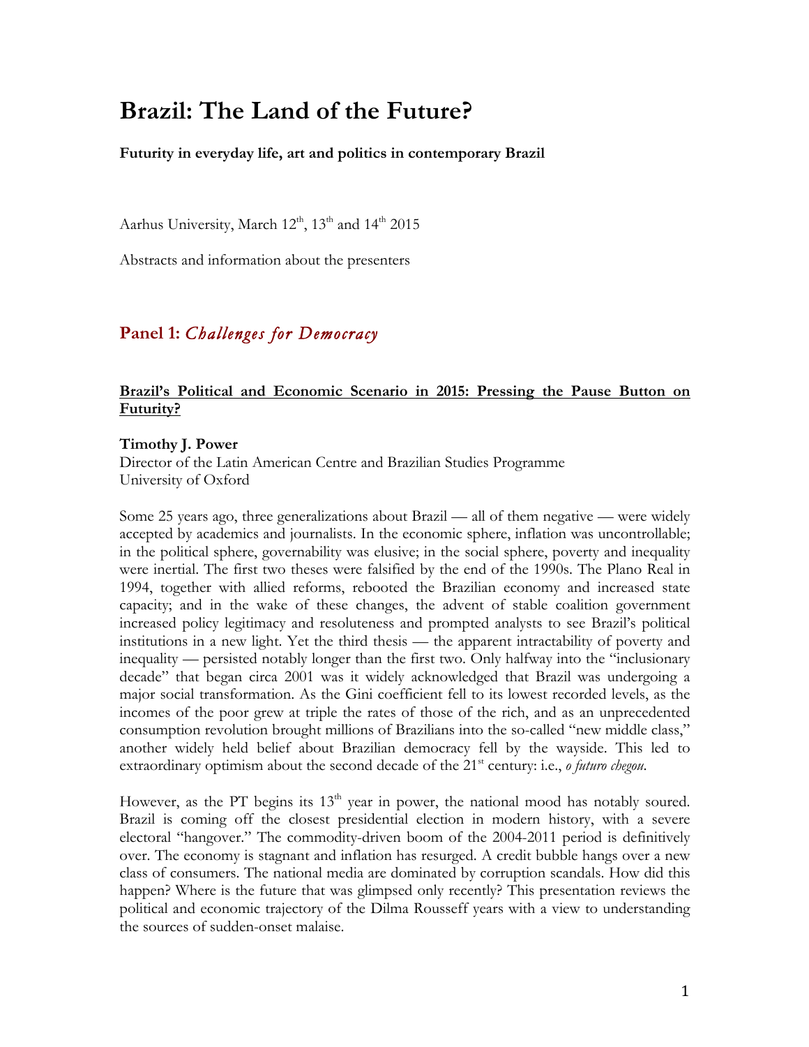# Brazil: The Land of the Future?

**Futurity in everyday life, art and politics in contemporary Brazil**

Aarhus University, March 12th, 13th and 14th 2015

Abstracts and information about the presenters

## Panel 1: *Challenges for Democracy*

### Brazil's Political and Economic Scenario in 2015: Pressing the Pause Button on Futurity?

**Timothy J. Power**
Director of the Latin American Centre and Brazilian Studies Programme
University of Oxford

Some 25 years ago, three generalizations about Brazil — all of them negative — were widely accepted by academics and journalists. In the economic sphere, inflation was uncontrollable; in the political sphere, governability was elusive; in the social sphere, poverty and inequality were inertial. The first two theses were falsified by the end of the 1990s. The Plano Real in 1994, together with allied reforms, rebooted the Brazilian economy and increased state capacity; and in the wake of these changes, the advent of stable coalition government increased policy legitimacy and resoluteness and prompted analysts to see Brazil's political institutions in a new light. Yet the third thesis — the apparent intractability of poverty and inequality — persisted notably longer than the first two. Only halfway into the "inclusionary decade" that began circa 2001 was it widely acknowledged that Brazil was undergoing a major social transformation. As the Gini coefficient fell to its lowest recorded levels, as the incomes of the poor grew at triple the rates of those of the rich, and as an unprecedented consumption revolution brought millions of Brazilians into the so-called "new middle class," another widely held belief about Brazilian democracy fell by the wayside. This led to extraordinary optimism about the second decade of the 21st century: i.e., *o futuro chegou*.

However, as the PT begins its 13th year in power, the national mood has notably soured. Brazil is coming off the closest presidential election in modern history, with a severe electoral "hangover." The commodity-driven boom of the 2004-2011 period is definitively over. The economy is stagnant and inflation has resurged. A credit bubble hangs over a new class of consumers. The national media are dominated by corruption scandals. How did this happen? Where is the future that was glimpsed only recently? This presentation reviews the political and economic trajectory of the Dilma Rousseff years with a view to understanding the sources of sudden-onset malaise.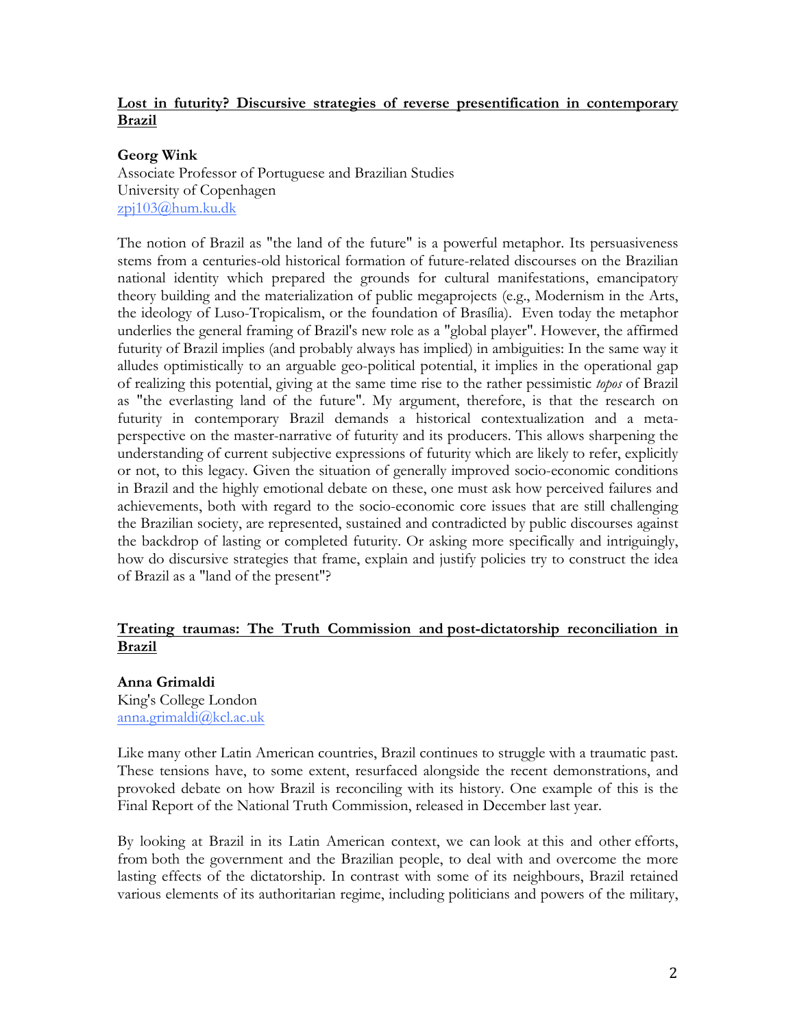**Lost in futurity? Discursive strategies of reverse presentification in contemporary Brazil**

**Georg Wink**
Associate Professor of Portuguese and Brazilian Studies
University of Copenhagen
zpj103@hum.ku.dk

The notion of Brazil as "the land of the future" is a powerful metaphor. Its persuasiveness stems from a centuries-old historical formation of future-related discourses on the Brazilian national identity which prepared the grounds for cultural manifestations, emancipatory theory building and the materialization of public megaprojects (e.g., Modernism in the Arts, the ideology of Luso-Tropicalism, or the foundation of Brasília). Even today the metaphor underlies the general framing of Brazil's new role as a "global player". However, the affirmed futurity of Brazil implies (and probably always has implied) in ambiguities: In the same way it alludes optimistically to an arguable geo-political potential, it implies in the operational gap of realizing this potential, giving at the same time rise to the rather pessimistic *topos* of Brazil as "the everlasting land of the future". My argument, therefore, is that the research on futurity in contemporary Brazil demands a historical contextualization and a meta-perspective on the master-narrative of futurity and its producers. This allows sharpening the understanding of current subjective expressions of futurity which are likely to refer, explicitly or not, to this legacy. Given the situation of generally improved socio-economic conditions in Brazil and the highly emotional debate on these, one must ask how perceived failures and achievements, both with regard to the socio-economic core issues that are still challenging the Brazilian society, are represented, sustained and contradicted by public discourses against the backdrop of lasting or completed futurity. Or asking more specifically and intriguingly, how do discursive strategies that frame, explain and justify policies try to construct the idea of Brazil as a "land of the present"?

**Treating traumas: The Truth Commission and post-dictatorship reconciliation in Brazil**

**Anna Grimaldi**
King's College London
anna.grimaldi@kcl.ac.uk

Like many other Latin American countries, Brazil continues to struggle with a traumatic past. These tensions have, to some extent, resurfaced alongside the recent demonstrations, and provoked debate on how Brazil is reconciling with its history. One example of this is the Final Report of the National Truth Commission, released in December last year.

By looking at Brazil in its Latin American context, we can look at this and other efforts, from both the government and the Brazilian people, to deal with and overcome the more lasting effects of the dictatorship. In contrast with some of its neighbours, Brazil retained various elements of its authoritarian regime, including politicians and powers of the military,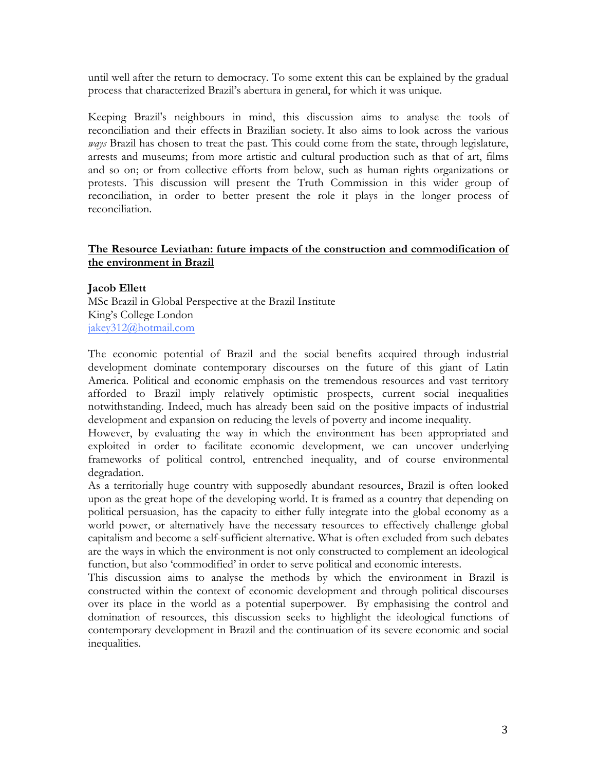until well after the return to democracy. To some extent this can be explained by the gradual process that characterized Brazil's abertura in general, for which it was unique.

Keeping Brazil's neighbours in mind, this discussion aims to analyse the tools of reconciliation and their effects in Brazilian society. It also aims to look across the various *ways* Brazil has chosen to treat the past. This could come from the state, through legislature, arrests and museums; from more artistic and cultural production such as that of art, films and so on; or from collective efforts from below, such as human rights organizations or protests. This discussion will present the Truth Commission in this wider group of reconciliation, in order to better present the role it plays in the longer process of reconciliation.

## The Resource Leviathan: future impacts of the construction and commodification of the environment in Brazil

**Jacob Ellett**
MSc Brazil in Global Perspective at the Brazil Institute
King's College London
jakey312@hotmail.com

The economic potential of Brazil and the social benefits acquired through industrial development dominate contemporary discourses on the future of this giant of Latin America. Political and economic emphasis on the tremendous resources and vast territory afforded to Brazil imply relatively optimistic prospects, current social inequalities notwithstanding. Indeed, much has already been said on the positive impacts of industrial development and expansion on reducing the levels of poverty and income inequality.

However, by evaluating the way in which the environment has been appropriated and exploited in order to facilitate economic development, we can uncover underlying frameworks of political control, entrenched inequality, and of course environmental degradation.

As a territorially huge country with supposedly abundant resources, Brazil is often looked upon as the great hope of the developing world. It is framed as a country that depending on political persuasion, has the capacity to either fully integrate into the global economy as a world power, or alternatively have the necessary resources to effectively challenge global capitalism and become a self-sufficient alternative. What is often excluded from such debates are the ways in which the environment is not only constructed to complement an ideological function, but also 'commodified' in order to serve political and economic interests.

This discussion aims to analyse the methods by which the environment in Brazil is constructed within the context of economic development and through political discourses over its place in the world as a potential superpower. By emphasising the control and domination of resources, this discussion seeks to highlight the ideological functions of contemporary development in Brazil and the continuation of its severe economic and social inequalities.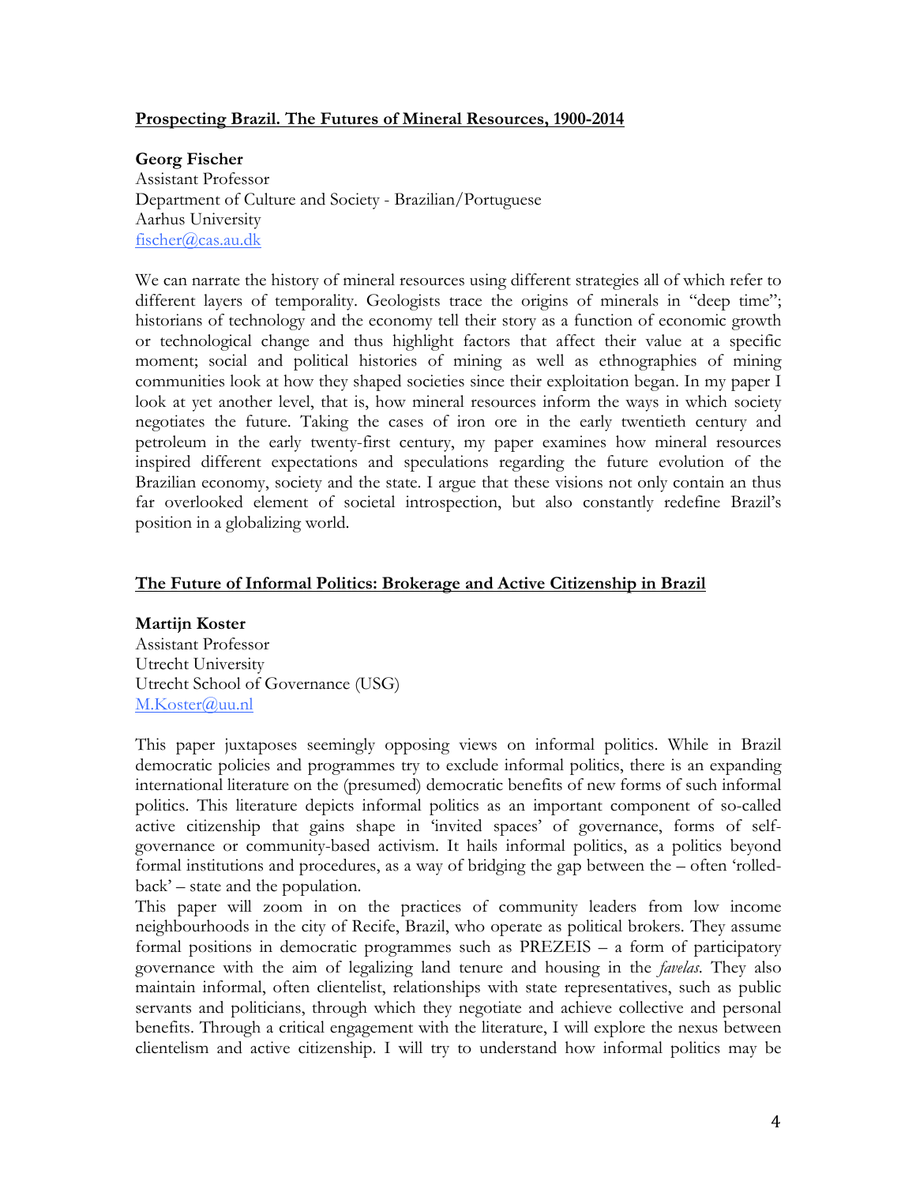**<u>Prospecting Brazil. The Futures of Mineral Resources, 1900-2014</u>**

**Georg Fischer**
Assistant Professor
Department of Culture and Society - Brazilian/Portuguese
Aarhus University
fischer@cas.au.dk

We can narrate the history of mineral resources using different strategies all of which refer to different layers of temporality. Geologists trace the origins of minerals in "deep time"; historians of technology and the economy tell their story as a function of economic growth or technological change and thus highlight factors that affect their value at a specific moment; social and political histories of mining as well as ethnographies of mining communities look at how they shaped societies since their exploitation began. In my paper I look at yet another level, that is, how mineral resources inform the ways in which society negotiates the future. Taking the cases of iron ore in the early twentieth century and petroleum in the early twenty-first century, my paper examines how mineral resources inspired different expectations and speculations regarding the future evolution of the Brazilian economy, society and the state. I argue that these visions not only contain an thus far overlooked element of societal introspection, but also constantly redefine Brazil's position in a globalizing world.

**<u>The Future of Informal Politics: Brokerage and Active Citizenship in Brazil</u>**

**Martijn Koster**
Assistant Professor
Utrecht University
Utrecht School of Governance (USG)
M.Koster@uu.nl

This paper juxtaposes seemingly opposing views on informal politics. While in Brazil democratic policies and programmes try to exclude informal politics, there is an expanding international literature on the (presumed) democratic benefits of new forms of such informal politics. This literature depicts informal politics as an important component of so-called active citizenship that gains shape in 'invited spaces' of governance, forms of self-governance or community-based activism. It hails informal politics, as a politics beyond formal institutions and procedures, as a way of bridging the gap between the – often 'rolled-back' – state and the population.
This paper will zoom in on the practices of community leaders from low income neighbourhoods in the city of Recife, Brazil, who operate as political brokers. They assume formal positions in democratic programmes such as PREZEIS – a form of participatory governance with the aim of legalizing land tenure and housing in the *favelas*. They also maintain informal, often clientelist, relationships with state representatives, such as public servants and politicians, through which they negotiate and achieve collective and personal benefits. Through a critical engagement with the literature, I will explore the nexus between clientelism and active citizenship. I will try to understand how informal politics may be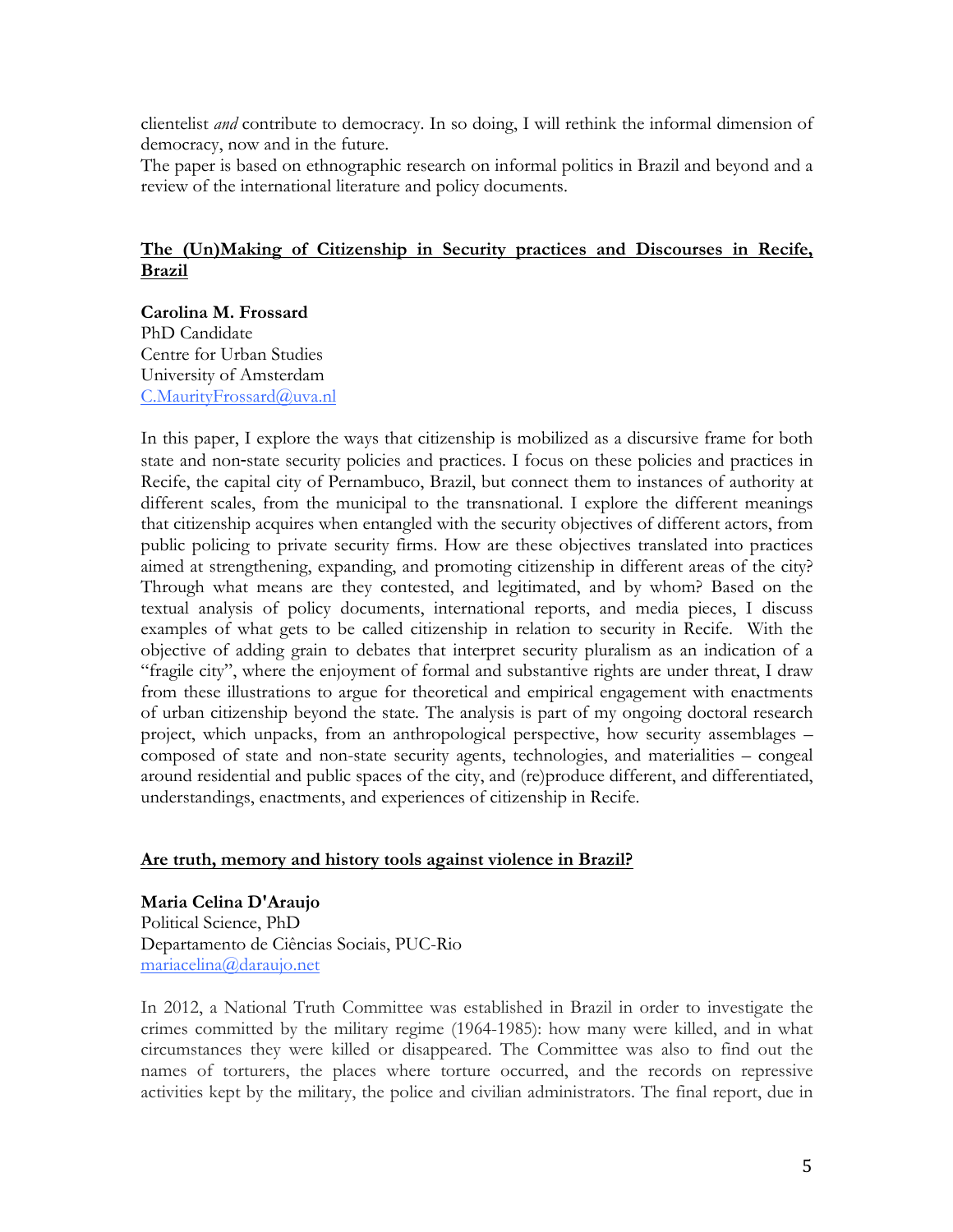clientelist *and* contribute to democracy. In so doing, I will rethink the informal dimension of democracy, now and in the future.
The paper is based on ethnographic research on informal politics in Brazil and beyond and a review of the international literature and policy documents.

## The (Un)Making of Citizenship in Security practices and Discourses in Recife, Brazil

**Carolina M. Frossard**
PhD Candidate
Centre for Urban Studies
University of Amsterdam
C.MaurityFrossard@uva.nl

In this paper, I explore the ways that citizenship is mobilized as a discursive frame for both state and non-state security policies and practices. I focus on these policies and practices in Recife, the capital city of Pernambuco, Brazil, but connect them to instances of authority at different scales, from the municipal to the transnational. I explore the different meanings that citizenship acquires when entangled with the security objectives of different actors, from public policing to private security firms. How are these objectives translated into practices aimed at strengthening, expanding, and promoting citizenship in different areas of the city? Through what means are they contested, and legitimated, and by whom? Based on the textual analysis of policy documents, international reports, and media pieces, I discuss examples of what gets to be called citizenship in relation to security in Recife. With the objective of adding grain to debates that interpret security pluralism as an indication of a "fragile city", where the enjoyment of formal and substantive rights are under threat, I draw from these illustrations to argue for theoretical and empirical engagement with enactments of urban citizenship beyond the state. The analysis is part of my ongoing doctoral research project, which unpacks, from an anthropological perspective, how security assemblages – composed of state and non-state security agents, technologies, and materialities – congeal around residential and public spaces of the city, and (re)produce different, and differentiated, understandings, enactments, and experiences of citizenship in Recife.

## Are truth, memory and history tools against violence in Brazil?

**Maria Celina D'Araujo**
Political Science, PhD
Departamento de Ciências Sociais, PUC-Rio
mariacelina@daraujo.net

In 2012, a National Truth Committee was established in Brazil in order to investigate the crimes committed by the military regime (1964-1985): how many were killed, and in what circumstances they were killed or disappeared. The Committee was also to find out the names of torturers, the places where torture occurred, and the records on repressive activities kept by the military, the police and civilian administrators. The final report, due in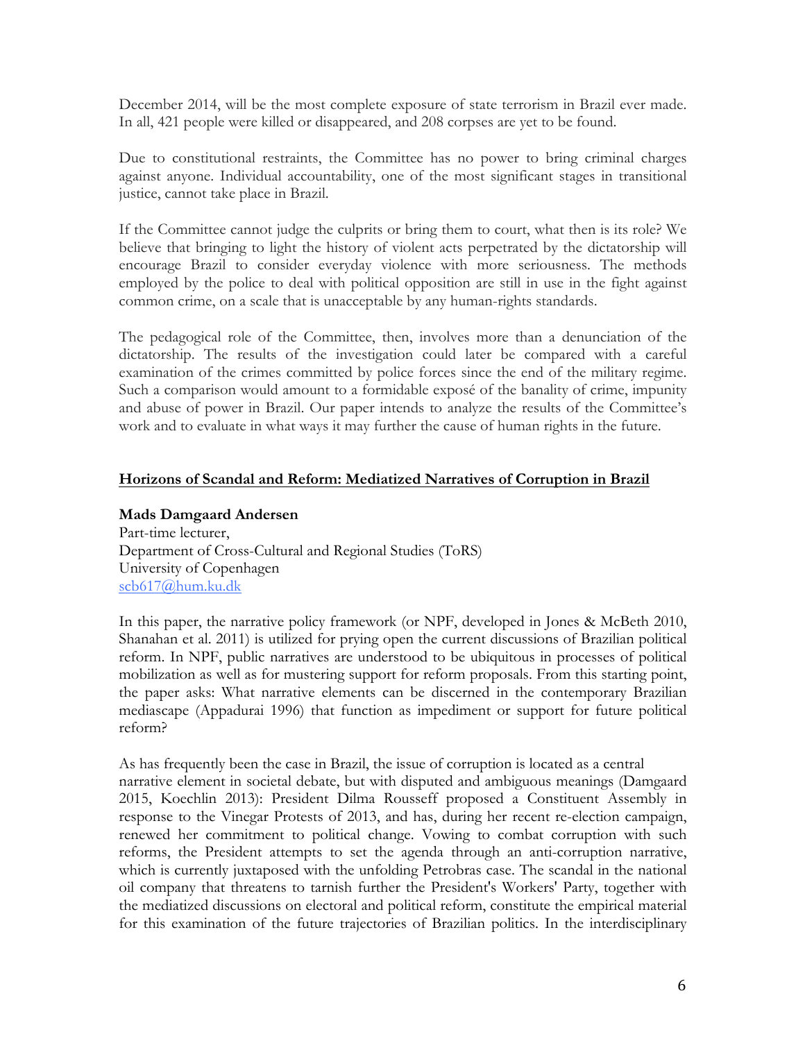December 2014, will be the most complete exposure of state terrorism in Brazil ever made. In all, 421 people were killed or disappeared, and 208 corpses are yet to be found.

Due to constitutional restraints, the Committee has no power to bring criminal charges against anyone. Individual accountability, one of the most significant stages in transitional justice, cannot take place in Brazil.

If the Committee cannot judge the culprits or bring them to court, what then is its role? We believe that bringing to light the history of violent acts perpetrated by the dictatorship will encourage Brazil to consider everyday violence with more seriousness. The methods employed by the police to deal with political opposition are still in use in the fight against common crime, on a scale that is unacceptable by any human-rights standards.

The pedagogical role of the Committee, then, involves more than a denunciation of the dictatorship. The results of the investigation could later be compared with a careful examination of the crimes committed by police forces since the end of the military regime. Such a comparison would amount to a formidable exposé of the banality of crime, impunity and abuse of power in Brazil. Our paper intends to analyze the results of the Committee's work and to evaluate in what ways it may further the cause of human rights in the future.

## Horizons of Scandal and Reform: Mediatized Narratives of Corruption in Brazil

**Mads Damgaard Andersen**
Part-time lecturer,
Department of Cross-Cultural and Regional Studies (ToRS)
University of Copenhagen
scb617@hum.ku.dk

In this paper, the narrative policy framework (or NPF, developed in Jones & McBeth 2010, Shanahan et al. 2011) is utilized for prying open the current discussions of Brazilian political reform. In NPF, public narratives are understood to be ubiquitous in processes of political mobilization as well as for mustering support for reform proposals. From this starting point, the paper asks: What narrative elements can be discerned in the contemporary Brazilian mediascape (Appadurai 1996) that function as impediment or support for future political reform?

As has frequently been the case in Brazil, the issue of corruption is located as a central narrative element in societal debate, but with disputed and ambiguous meanings (Damgaard 2015, Koechlin 2013): President Dilma Rousseff proposed a Constituent Assembly in response to the Vinegar Protests of 2013, and has, during her recent re-election campaign, renewed her commitment to political change. Vowing to combat corruption with such reforms, the President attempts to set the agenda through an anti-corruption narrative, which is currently juxtaposed with the unfolding Petrobras case. The scandal in the national oil company that threatens to tarnish further the President's Workers' Party, together with the mediatized discussions on electoral and political reform, constitute the empirical material for this examination of the future trajectories of Brazilian politics. In the interdisciplinary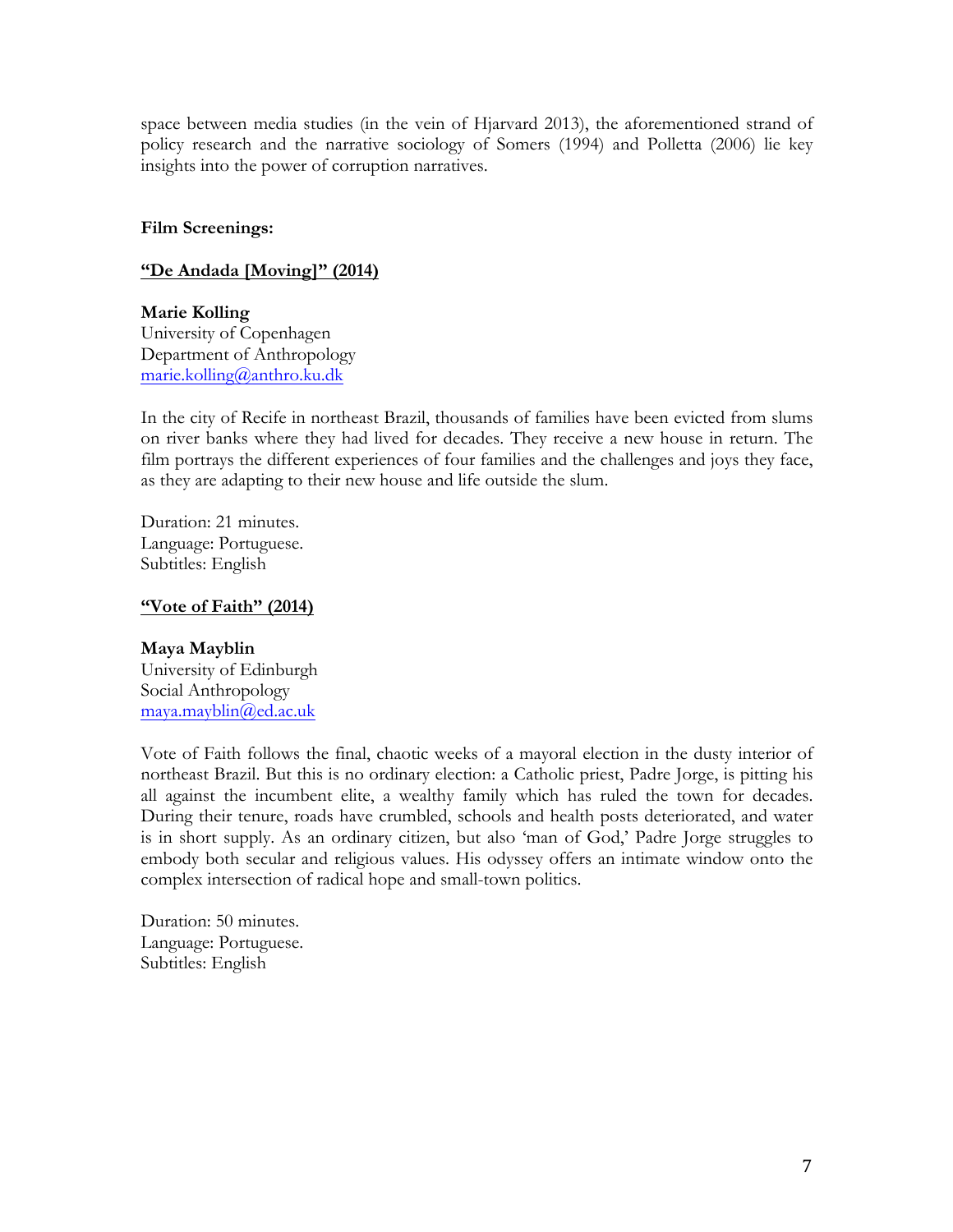space between media studies (in the vein of Hjarvard 2013), the aforementioned strand of policy research and the narrative sociology of Somers (1994) and Polletta (2006) lie key insights into the power of corruption narratives.

**Film Screenings:**

**<u>"De Andada [Moving]" (2014)</u>**

**Marie Kolling**
University of Copenhagen
Department of Anthropology
marie.kolling@anthro.ku.dk

In the city of Recife in northeast Brazil, thousands of families have been evicted from slums on river banks where they had lived for decades. They receive a new house in return. The film portrays the different experiences of four families and the challenges and joys they face, as they are adapting to their new house and life outside the slum.

Duration: 21 minutes.
Language: Portuguese.
Subtitles: English

**<u>"Vote of Faith" (2014)</u>**

**Maya Mayblin**
University of Edinburgh
Social Anthropology
maya.mayblin@ed.ac.uk

Vote of Faith follows the final, chaotic weeks of a mayoral election in the dusty interior of northeast Brazil. But this is no ordinary election: a Catholic priest, Padre Jorge, is pitting his all against the incumbent elite, a wealthy family which has ruled the town for decades. During their tenure, roads have crumbled, schools and health posts deteriorated, and water is in short supply. As an ordinary citizen, but also 'man of God,' Padre Jorge struggles to embody both secular and religious values. His odyssey offers an intimate window onto the complex intersection of radical hope and small-town politics.

Duration: 50 minutes.
Language: Portuguese.
Subtitles: English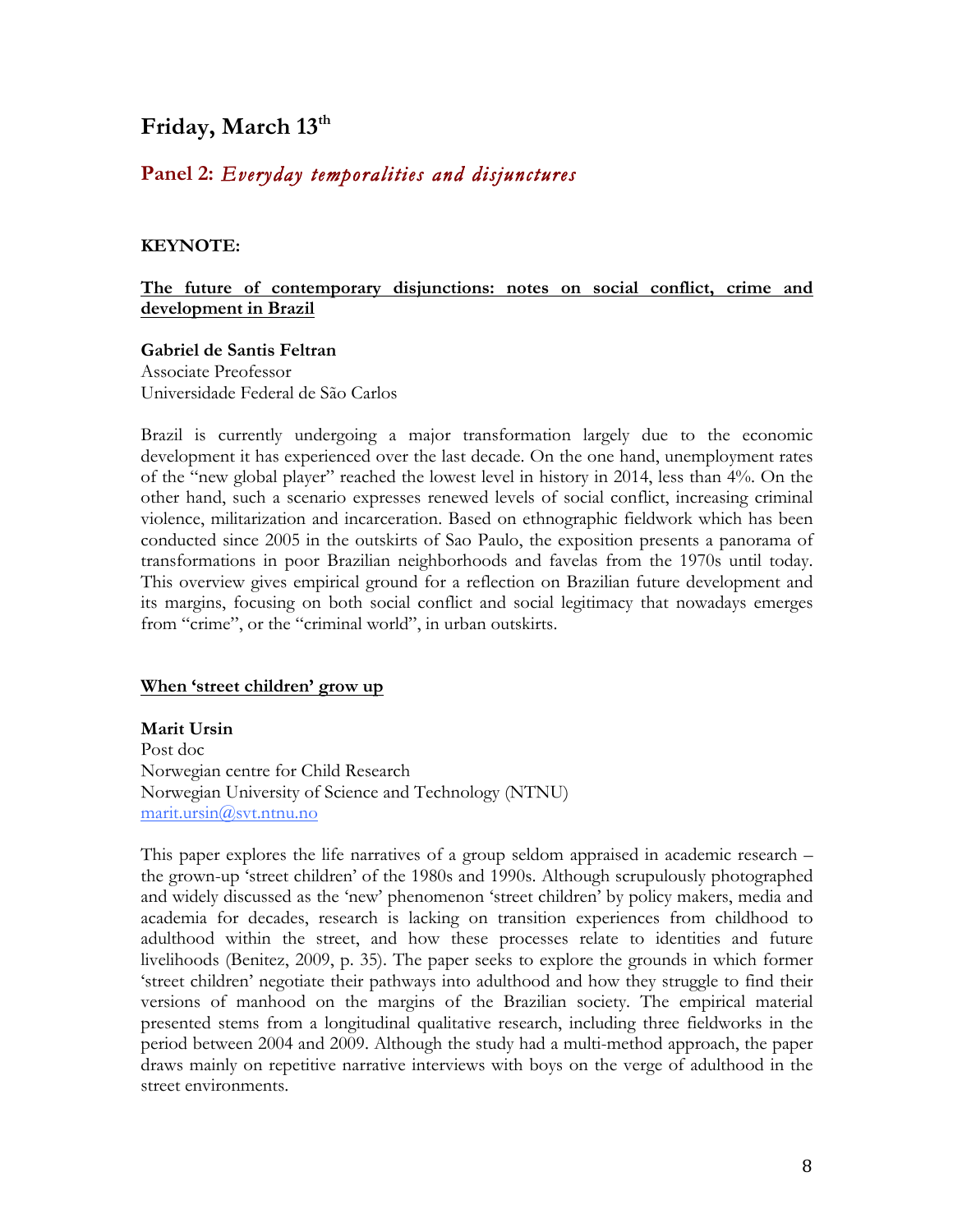# Friday, March 13th

## Panel 2: *Everyday temporalities and disjunctures*

**KEYNOTE:**

**The future of contemporary disjunctions: notes on social conflict, crime and development in Brazil**

**Gabriel de Santis Feltran**
Associate Preofessor
Universidade Federal de São Carlos

Brazil is currently undergoing a major transformation largely due to the economic development it has experienced over the last decade. On the one hand, unemployment rates of the "new global player" reached the lowest level in history in 2014, less than 4%. On the other hand, such a scenario expresses renewed levels of social conflict, increasing criminal violence, militarization and incarceration. Based on ethnographic fieldwork which has been conducted since 2005 in the outskirts of Sao Paulo, the exposition presents a panorama of transformations in poor Brazilian neighborhoods and favelas from the 1970s until today. This overview gives empirical ground for a reflection on Brazilian future development and its margins, focusing on both social conflict and social legitimacy that nowadays emerges from "crime", or the "criminal world", in urban outskirts.

**When 'street children' grow up**

**Marit Ursin**
Post doc
Norwegian centre for Child Research
Norwegian University of Science and Technology (NTNU)
marit.ursin@svt.ntnu.no

This paper explores the life narratives of a group seldom appraised in academic research – the grown-up 'street children' of the 1980s and 1990s. Although scrupulously photographed and widely discussed as the 'new' phenomenon 'street children' by policy makers, media and academia for decades, research is lacking on transition experiences from childhood to adulthood within the street, and how these processes relate to identities and future livelihoods (Benitez, 2009, p. 35). The paper seeks to explore the grounds in which former 'street children' negotiate their pathways into adulthood and how they struggle to find their versions of manhood on the margins of the Brazilian society. The empirical material presented stems from a longitudinal qualitative research, including three fieldworks in the period between 2004 and 2009. Although the study had a multi-method approach, the paper draws mainly on repetitive narrative interviews with boys on the verge of adulthood in the street environments.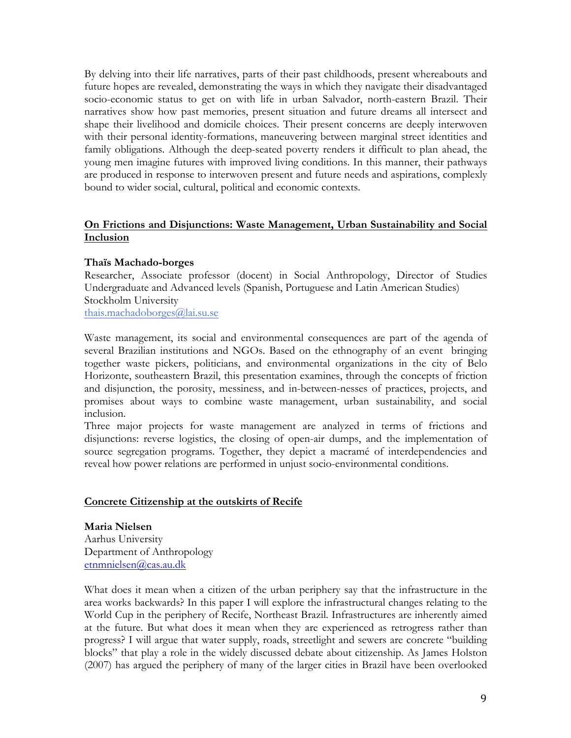By delving into their life narratives, parts of their past childhoods, present whereabouts and future hopes are revealed, demonstrating the ways in which they navigate their disadvantaged socio-economic status to get on with life in urban Salvador, north-eastern Brazil. Their narratives show how past memories, present situation and future dreams all intersect and shape their livelihood and domicile choices. Their present concerns are deeply interwoven with their personal identity-formations, maneuvering between marginal street identities and family obligations. Although the deep-seated poverty renders it difficult to plan ahead, the young men imagine futures with improved living conditions. In this manner, their pathways are produced in response to interwoven present and future needs and aspirations, complexly bound to wider social, cultural, political and economic contexts.

## On Frictions and Disjunctions: Waste Management, Urban Sustainability and Social Inclusion

**Thaïs Machado-borges**
Researcher, Associate professor (docent) in Social Anthropology, Director of Studies Undergraduate and Advanced levels (Spanish, Portuguese and Latin American Studies)
Stockholm University
thais.machadoborges@lai.su.se

Waste management, its social and environmental consequences are part of the agenda of several Brazilian institutions and NGOs. Based on the ethnography of an event bringing together waste pickers, politicians, and environmental organizations in the city of Belo Horizonte, southeastern Brazil, this presentation examines, through the concepts of friction and disjunction, the porosity, messiness, and in-between-nesses of practices, projects, and promises about ways to combine waste management, urban sustainability, and social inclusion.
Three major projects for waste management are analyzed in terms of frictions and disjunctions: reverse logistics, the closing of open-air dumps, and the implementation of source segregation programs. Together, they depict a macramé of interdependencies and reveal how power relations are performed in unjust socio-environmental conditions.

## Concrete Citizenship at the outskirts of Recife

**Maria Nielsen**
Aarhus University
Department of Anthropology
etnmnielsen@cas.au.dk

What does it mean when a citizen of the urban periphery say that the infrastructure in the area works backwards? In this paper I will explore the infrastructural changes relating to the World Cup in the periphery of Recife, Northeast Brazil. Infrastructures are inherently aimed at the future. But what does it mean when they are experienced as retrogress rather than progress? I will argue that water supply, roads, streetlight and sewers are concrete "building blocks" that play a role in the widely discussed debate about citizenship. As James Holston (2007) has argued the periphery of many of the larger cities in Brazil have been overlooked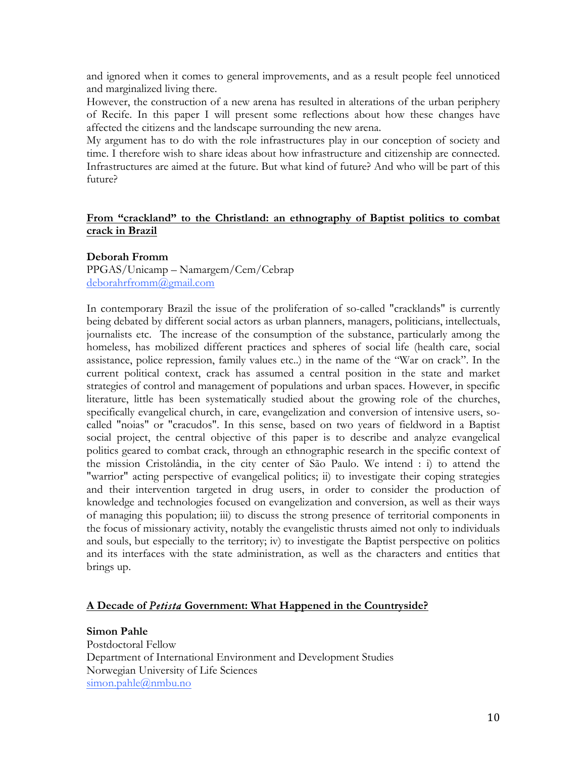and ignored when it comes to general improvements, and as a result people feel unnoticed and marginalized living there.

However, the construction of a new arena has resulted in alterations of the urban periphery of Recife. In this paper I will present some reflections about how these changes have affected the citizens and the landscape surrounding the new arena.

My argument has to do with the role infrastructures play in our conception of society and time. I therefore wish to share ideas about how infrastructure and citizenship are connected. Infrastructures are aimed at the future. But what kind of future? And who will be part of this future?

## From "crackland" to the Christland: an ethnography of Baptist politics to combat crack in Brazil

**Deborah Fromm**
PPGAS/Unicamp – Namargem/Cem/Cebrap
deborahrfromm@gmail.com

In contemporary Brazil the issue of the proliferation of so-called "cracklands" is currently being debated by different social actors as urban planners, managers, politicians, intellectuals, journalists etc. The increase of the consumption of the substance, particularly among the homeless, has mobilized different practices and spheres of social life (health care, social assistance, police repression, family values etc..) in the name of the "War on crack". In the current political context, crack has assumed a central position in the state and market strategies of control and management of populations and urban spaces. However, in specific literature, little has been systematically studied about the growing role of the churches, specifically evangelical church, in care, evangelization and conversion of intensive users, so-called "noias" or "cracudos". In this sense, based on two years of fieldword in a Baptist social project, the central objective of this paper is to describe and analyze evangelical politics geared to combat crack, through an ethnographic research in the specific context of the mission Cristolândia, in the city center of São Paulo. We intend : i) to attend the "warrior" acting perspective of evangelical politics; ii) to investigate their coping strategies and their intervention targeted in drug users, in order to consider the production of knowledge and technologies focused on evangelization and conversion, as well as their ways of managing this population; iii) to discuss the strong presence of territorial components in the focus of missionary activity, notably the evangelistic thrusts aimed not only to individuals and souls, but especially to the territory; iv) to investigate the Baptist perspective on politics and its interfaces with the state administration, as well as the characters and entities that brings up.

## A Decade of *Petista* Government: What Happened in the Countryside?

**Simon Pahle**
Postdoctoral Fellow
Department of International Environment and Development Studies
Norwegian University of Life Sciences
simon.pahle@nmbu.no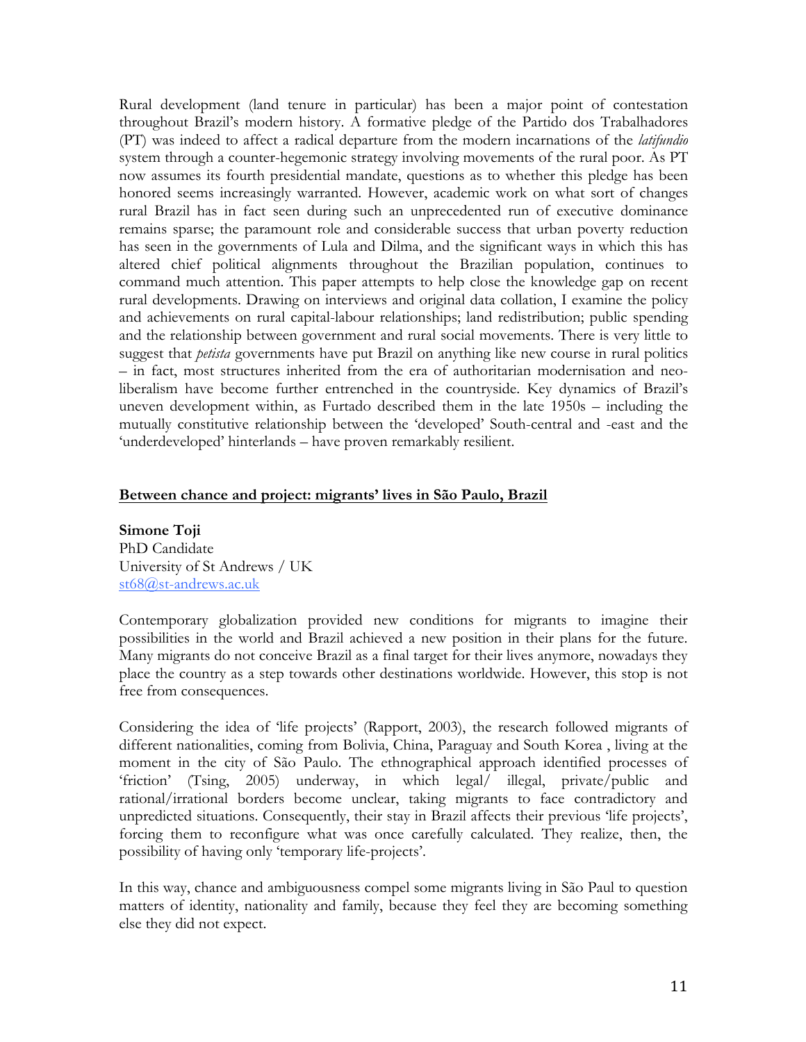Rural development (land tenure in particular) has been a major point of contestation throughout Brazil's modern history. A formative pledge of the Partido dos Trabalhadores (PT) was indeed to affect a radical departure from the modern incarnations of the *latifundio* system through a counter-hegemonic strategy involving movements of the rural poor. As PT now assumes its fourth presidential mandate, questions as to whether this pledge has been honored seems increasingly warranted. However, academic work on what sort of changes rural Brazil has in fact seen during such an unprecedented run of executive dominance remains sparse; the paramount role and considerable success that urban poverty reduction has seen in the governments of Lula and Dilma, and the significant ways in which this has altered chief political alignments throughout the Brazilian population, continues to command much attention. This paper attempts to help close the knowledge gap on recent rural developments. Drawing on interviews and original data collation, I examine the policy and achievements on rural capital-labour relationships; land redistribution; public spending and the relationship between government and rural social movements. There is very little to suggest that *petista* governments have put Brazil on anything like new course in rural politics – in fact, most structures inherited from the era of authoritarian modernisation and neo-liberalism have become further entrenched in the countryside. Key dynamics of Brazil's uneven development within, as Furtado described them in the late 1950s – including the mutually constitutive relationship between the 'developed' South-central and -east and the 'underdeveloped' hinterlands – have proven remarkably resilient.

## Between chance and project: migrants' lives in São Paulo, Brazil

**Simone Toji**
PhD Candidate
University of St Andrews / UK
st68@st-andrews.ac.uk

Contemporary globalization provided new conditions for migrants to imagine their possibilities in the world and Brazil achieved a new position in their plans for the future. Many migrants do not conceive Brazil as a final target for their lives anymore, nowadays they place the country as a step towards other destinations worldwide. However, this stop is not free from consequences.

Considering the idea of 'life projects' (Rapport, 2003), the research followed migrants of different nationalities, coming from Bolivia, China, Paraguay and South Korea , living at the moment in the city of São Paulo. The ethnographical approach identified processes of 'friction' (Tsing, 2005) underway, in which legal/ illegal, private/public and rational/irrational borders become unclear, taking migrants to face contradictory and unpredicted situations. Consequently, their stay in Brazil affects their previous 'life projects', forcing them to reconfigure what was once carefully calculated. They realize, then, the possibility of having only 'temporary life-projects'.

In this way, chance and ambiguousness compel some migrants living in São Paul to question matters of identity, nationality and family, because they feel they are becoming something else they did not expect.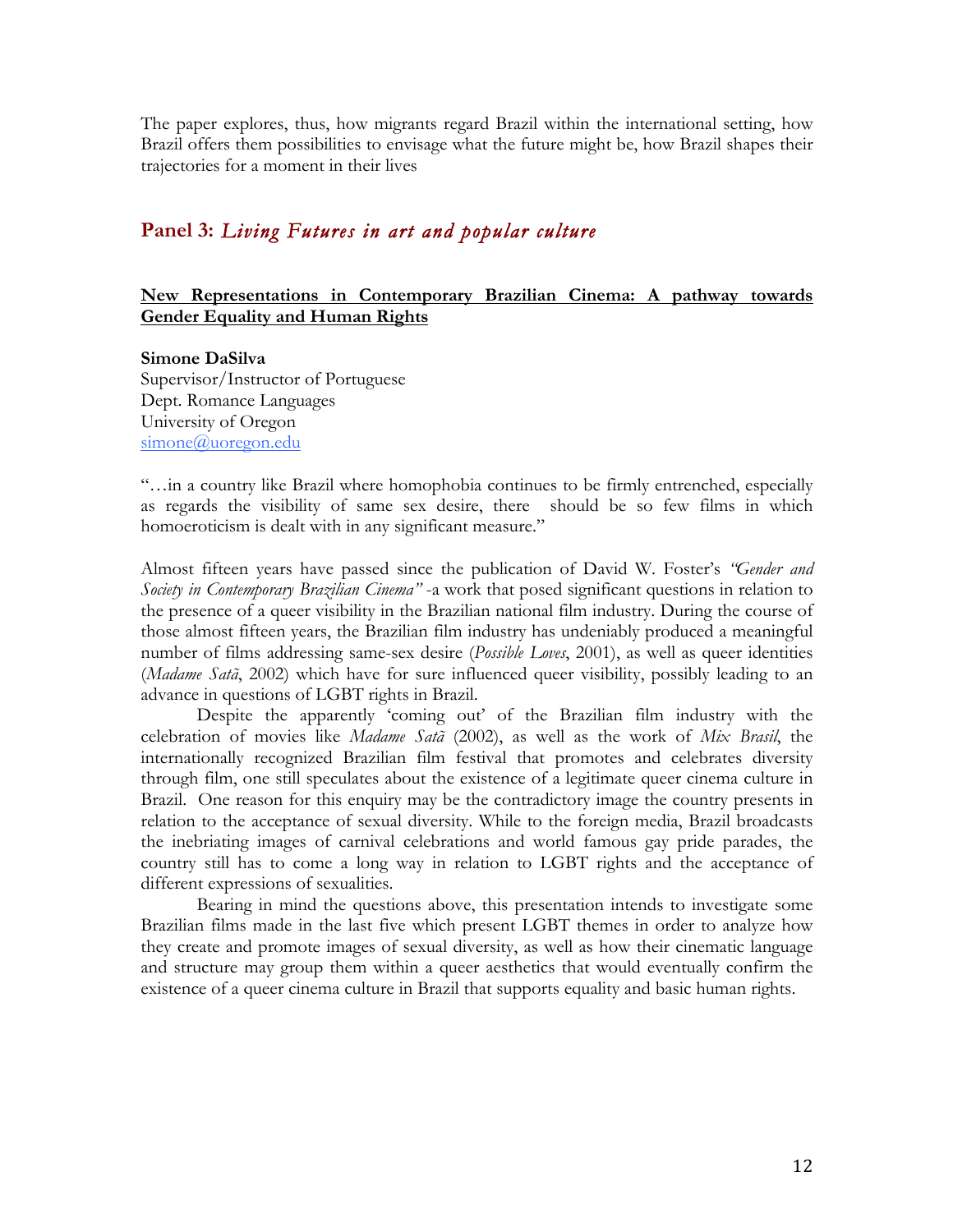The paper explores, thus, how migrants regard Brazil within the international setting, how Brazil offers them possibilities to envisage what the future might be, how Brazil shapes their trajectories for a moment in their lives

## Panel 3: *Living Futures in art and popular culture*

### **New Representations in Contemporary Brazilian Cinema: A pathway towards Gender Equality and Human Rights**

**Simone DaSilva**
Supervisor/Instructor of Portuguese
Dept. Romance Languages
University of Oregon
simone@uoregon.edu

"…in a country like Brazil where homophobia continues to be firmly entrenched, especially as regards the visibility of same sex desire, there should be so few films in which homoeroticism is dealt with in any significant measure."

Almost fifteen years have passed since the publication of David W. Foster's *"Gender and Society in Contemporary Brazilian Cinema"* -a work that posed significant questions in relation to the presence of a queer visibility in the Brazilian national film industry. During the course of those almost fifteen years, the Brazilian film industry has undeniably produced a meaningful number of films addressing same-sex desire (*Possible Loves*, 2001), as well as queer identities (*Madame Satã*, 2002) which have for sure influenced queer visibility, possibly leading to an advance in questions of LGBT rights in Brazil.

Despite the apparently 'coming out' of the Brazilian film industry with the celebration of movies like *Madame Satã* (2002), as well as the work of *Mix Brasil*, the internationally recognized Brazilian film festival that promotes and celebrates diversity through film, one still speculates about the existence of a legitimate queer cinema culture in Brazil. One reason for this enquiry may be the contradictory image the country presents in relation to the acceptance of sexual diversity. While to the foreign media, Brazil broadcasts the inebriating images of carnival celebrations and world famous gay pride parades, the country still has to come a long way in relation to LGBT rights and the acceptance of different expressions of sexualities.

Bearing in mind the questions above, this presentation intends to investigate some Brazilian films made in the last five which present LGBT themes in order to analyze how they create and promote images of sexual diversity, as well as how their cinematic language and structure may group them within a queer aesthetics that would eventually confirm the existence of a queer cinema culture in Brazil that supports equality and basic human rights.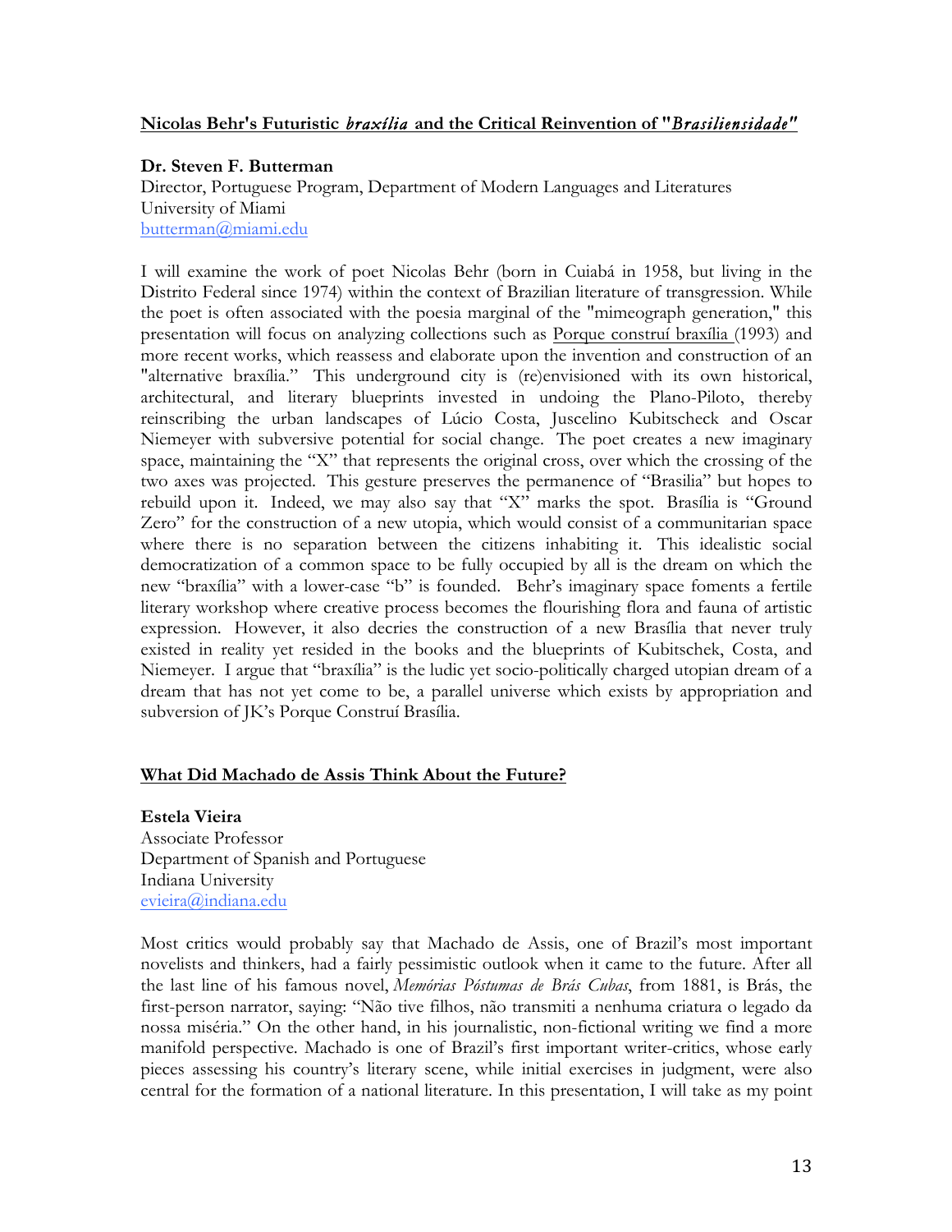**Nicolas Behr's Futuristic *braxília* and the Critical Reinvention of "*Brasiliensidade*"**

**Dr. Steven F. Butterman**
Director, Portuguese Program, Department of Modern Languages and Literatures
University of Miami
butterman@miami.edu

I will examine the work of poet Nicolas Behr (born in Cuiabá in 1958, but living in the Distrito Federal since 1974) within the context of Brazilian literature of transgression. While the poet is often associated with the poesia marginal of the "mimeograph generation," this presentation will focus on analyzing collections such as Porque construí braxília (1993) and more recent works, which reassess and elaborate upon the invention and construction of an "alternative braxília." This underground city is (re)envisioned with its own historical, architectural, and literary blueprints invested in undoing the Plano-Piloto, thereby reinscribing the urban landscapes of Lúcio Costa, Juscelino Kubitscheck and Oscar Niemeyer with subversive potential for social change. The poet creates a new imaginary space, maintaining the "X" that represents the original cross, over which the crossing of the two axes was projected. This gesture preserves the permanence of "Brasilia" but hopes to rebuild upon it. Indeed, we may also say that "X" marks the spot. Brasília is "Ground Zero" for the construction of a new utopia, which would consist of a communitarian space where there is no separation between the citizens inhabiting it. This idealistic social democratization of a common space to be fully occupied by all is the dream on which the new "braxília" with a lower-case "b" is founded. Behr's imaginary space foments a fertile literary workshop where creative process becomes the flourishing flora and fauna of artistic expression. However, it also decries the construction of a new Brasília that never truly existed in reality yet resided in the books and the blueprints of Kubitschek, Costa, and Niemeyer. I argue that "braxília" is the ludic yet socio-politically charged utopian dream of a dream that has not yet come to be, a parallel universe which exists by appropriation and subversion of JK's Porque Construí Brasília.

**What Did Machado de Assis Think About the Future?**

**Estela Vieira**
Associate Professor
Department of Spanish and Portuguese
Indiana University
evieira@indiana.edu

Most critics would probably say that Machado de Assis, one of Brazil's most important novelists and thinkers, had a fairly pessimistic outlook when it came to the future. After all the last line of his famous novel, *Memórias Póstumas de Brás Cubas*, from 1881, is Brás, the first-person narrator, saying: "Não tive filhos, não transmiti a nenhuma criatura o legado da nossa miséria." On the other hand, in his journalistic, non-fictional writing we find a more manifold perspective. Machado is one of Brazil's first important writer-critics, whose early pieces assessing his country's literary scene, while initial exercises in judgment, were also central for the formation of a national literature. In this presentation, I will take as my point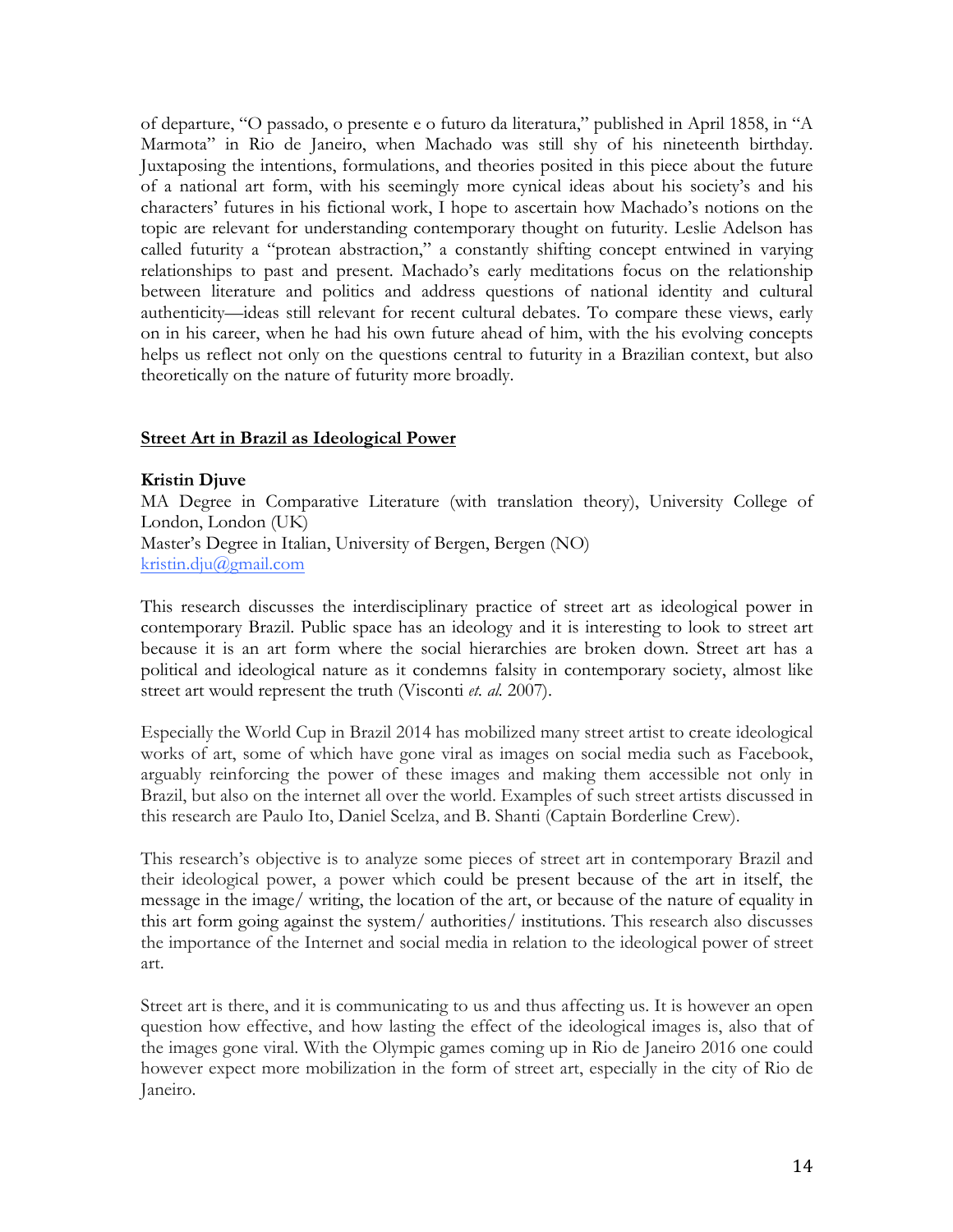of departure, "O passado, o presente e o futuro da literatura," published in April 1858, in "A Marmota" in Rio de Janeiro, when Machado was still shy of his nineteenth birthday. Juxtaposing the intentions, formulations, and theories posited in this piece about the future of a national art form, with his seemingly more cynical ideas about his society's and his characters' futures in his fictional work, I hope to ascertain how Machado's notions on the topic are relevant for understanding contemporary thought on futurity. Leslie Adelson has called futurity a "protean abstraction," a constantly shifting concept entwined in varying relationships to past and present. Machado's early meditations focus on the relationship between literature and politics and address questions of national identity and cultural authenticity—ideas still relevant for recent cultural debates. To compare these views, early on in his career, when he had his own future ahead of him, with the his evolving concepts helps us reflect not only on the questions central to futurity in a Brazilian context, but also theoretically on the nature of futurity more broadly.

## Street Art in Brazil as Ideological Power

**Kristin Djuve**
MA Degree in Comparative Literature (with translation theory), University College of London, London (UK)
Master's Degree in Italian, University of Bergen, Bergen (NO)
kristin.dju@gmail.com

This research discusses the interdisciplinary practice of street art as ideological power in contemporary Brazil. Public space has an ideology and it is interesting to look to street art because it is an art form where the social hierarchies are broken down. Street art has a political and ideological nature as it condemns falsity in contemporary society, almost like street art would represent the truth (Visconti *et. al.* 2007).

Especially the World Cup in Brazil 2014 has mobilized many street artist to create ideological works of art, some of which have gone viral as images on social media such as Facebook, arguably reinforcing the power of these images and making them accessible not only in Brazil, but also on the internet all over the world. Examples of such street artists discussed in this research are Paulo Ito, Daniel Scelza, and B. Shanti (Captain Borderline Crew).

This research's objective is to analyze some pieces of street art in contemporary Brazil and their ideological power, a power which could be present because of the art in itself, the message in the image/ writing, the location of the art, or because of the nature of equality in this art form going against the system/ authorities/ institutions. This research also discusses the importance of the Internet and social media in relation to the ideological power of street art.

Street art is there, and it is communicating to us and thus affecting us. It is however an open question how effective, and how lasting the effect of the ideological images is, also that of the images gone viral. With the Olympic games coming up in Rio de Janeiro 2016 one could however expect more mobilization in the form of street art, especially in the city of Rio de Janeiro.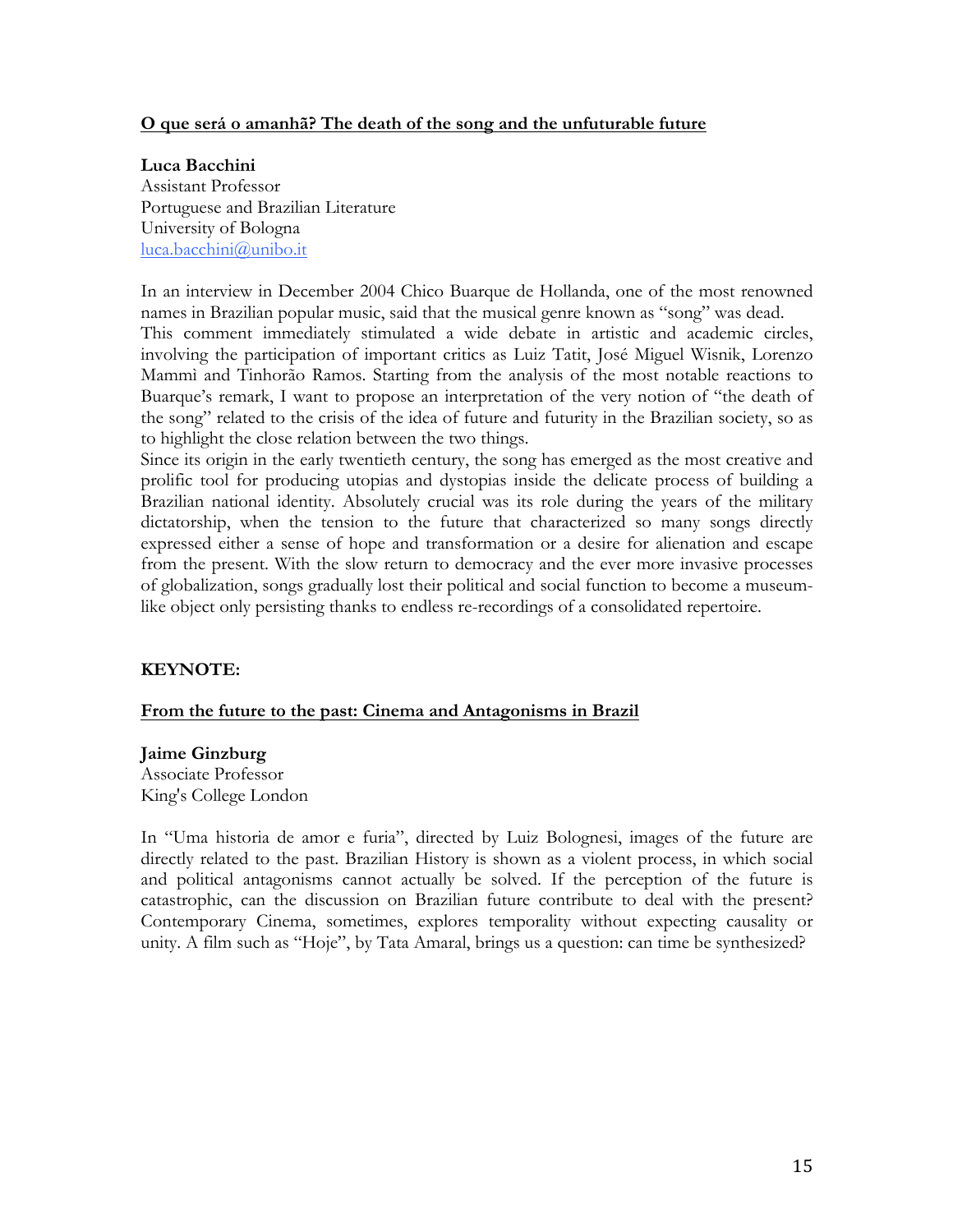**<u>O que será o amanhã? The death of the song and the unfuturable future</u>**

**Luca Bacchini**
Assistant Professor
Portuguese and Brazilian Literature
University of Bologna
luca.bacchini@unibo.it

In an interview in December 2004 Chico Buarque de Hollanda, one of the most renowned names in Brazilian popular music, said that the musical genre known as "song" was dead.
This comment immediately stimulated a wide debate in artistic and academic circles, involving the participation of important critics as Luiz Tatit, José Miguel Wisnik, Lorenzo Mammì and Tinhorão Ramos. Starting from the analysis of the most notable reactions to Buarque's remark, I want to propose an interpretation of the very notion of "the death of the song" related to the crisis of the idea of future and futurity in the Brazilian society, so as to highlight the close relation between the two things.
Since its origin in the early twentieth century, the song has emerged as the most creative and prolific tool for producing utopias and dystopias inside the delicate process of building a Brazilian national identity. Absolutely crucial was its role during the years of the military dictatorship, when the tension to the future that characterized so many songs directly expressed either a sense of hope and transformation or a desire for alienation and escape from the present. With the slow return to democracy and the ever more invasive processes of globalization, songs gradually lost their political and social function to become a museum-like object only persisting thanks to endless re-recordings of a consolidated repertoire.

**KEYNOTE:**

**<u>From the future to the past: Cinema and Antagonisms in Brazil</u>**

**Jaime Ginzburg**
Associate Professor
King's College London

In "Uma historia de amor e furia", directed by Luiz Bolognesi, images of the future are directly related to the past. Brazilian History is shown as a violent process, in which social and political antagonisms cannot actually be solved. If the perception of the future is catastrophic, can the discussion on Brazilian future contribute to deal with the present? Contemporary Cinema, sometimes, explores temporality without expecting causality or unity. A film such as "Hoje", by Tata Amaral, brings us a question: can time be synthesized?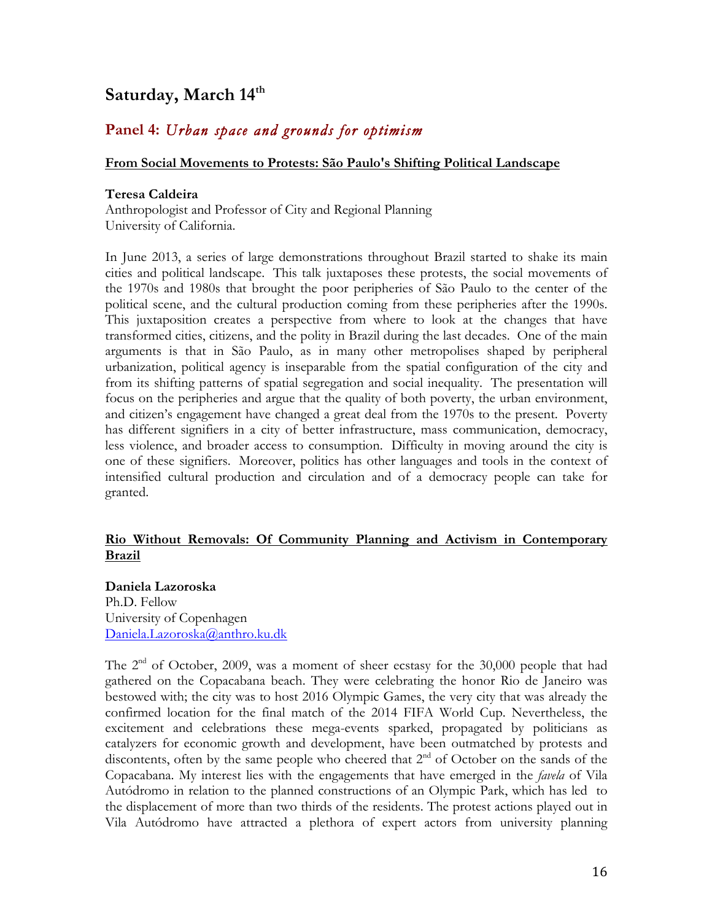## Saturday, March 14th

### Panel 4: *Urban space and grounds for optimism*

**From Social Movements to Protests: São Paulo's Shifting Political Landscape**

**Teresa Caldeira**
Anthropologist and Professor of City and Regional Planning
University of California.

In June 2013, a series of large demonstrations throughout Brazil started to shake its main cities and political landscape. This talk juxtaposes these protests, the social movements of the 1970s and 1980s that brought the poor peripheries of São Paulo to the center of the political scene, and the cultural production coming from these peripheries after the 1990s. This juxtaposition creates a perspective from where to look at the changes that have transformed cities, citizens, and the polity in Brazil during the last decades. One of the main arguments is that in São Paulo, as in many other metropolises shaped by peripheral urbanization, political agency is inseparable from the spatial configuration of the city and from its shifting patterns of spatial segregation and social inequality. The presentation will focus on the peripheries and argue that the quality of both poverty, the urban environment, and citizen's engagement have changed a great deal from the 1970s to the present. Poverty has different signifiers in a city of better infrastructure, mass communication, democracy, less violence, and broader access to consumption. Difficulty in moving around the city is one of these signifiers. Moreover, politics has other languages and tools in the context of intensified cultural production and circulation and of a democracy people can take for granted.

**Rio Without Removals: Of Community Planning and Activism in Contemporary Brazil**

**Daniela Lazoroska**
Ph.D. Fellow
University of Copenhagen
Daniela.Lazoroska@anthro.ku.dk

The 2nd of October, 2009, was a moment of sheer ecstasy for the 30,000 people that had gathered on the Copacabana beach. They were celebrating the honor Rio de Janeiro was bestowed with; the city was to host 2016 Olympic Games, the very city that was already the confirmed location for the final match of the 2014 FIFA World Cup. Nevertheless, the excitement and celebrations these mega-events sparked, propagated by politicians as catalyzers for economic growth and development, have been outmatched by protests and discontents, often by the same people who cheered that 2nd of October on the sands of the Copacabana. My interest lies with the engagements that have emerged in the *favela* of Vila Autódromo in relation to the planned constructions of an Olympic Park, which has led to the displacement of more than two thirds of the residents. The protest actions played out in Vila Autódromo have attracted a plethora of expert actors from university planning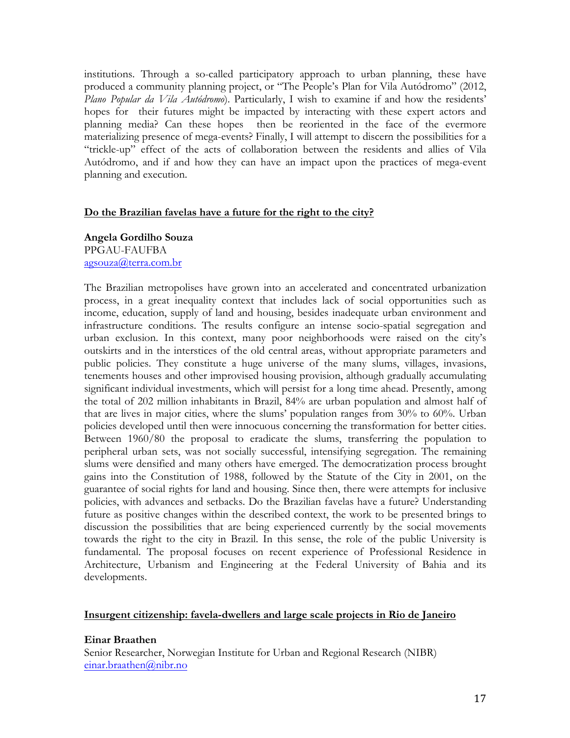institutions. Through a so-called participatory approach to urban planning, these have produced a community planning project, or "The People's Plan for Vila Autódromo" (2012, *Plano Popular da Vila Autódromo*). Particularly, I wish to examine if and how the residents' hopes for their futures might be impacted by interacting with these expert actors and planning media? Can these hopes then be reoriented in the face of the evermore materializing presence of mega-events? Finally, I will attempt to discern the possibilities for a "trickle-up" effect of the acts of collaboration between the residents and allies of Vila Autódromo, and if and how they can have an impact upon the practices of mega-event planning and execution.

## <u>Do the Brazilian favelas have a future for the right to the city?</u>

**Angela Gordilho Souza**
PPGAU-FAUFBA
agsouza@terra.com.br

The Brazilian metropolises have grown into an accelerated and concentrated urbanization process, in a great inequality context that includes lack of social opportunities such as income, education, supply of land and housing, besides inadequate urban environment and infrastructure conditions. The results configure an intense socio-spatial segregation and urban exclusion. In this context, many poor neighborhoods were raised on the city's outskirts and in the interstices of the old central areas, without appropriate parameters and public policies. They constitute a huge universe of the many slums, villages, invasions, tenements houses and other improvised housing provision, although gradually accumulating significant individual investments, which will persist for a long time ahead. Presently, among the total of 202 million inhabitants in Brazil, 84% are urban population and almost half of that are lives in major cities, where the slums' population ranges from 30% to 60%. Urban policies developed until then were innocuous concerning the transformation for better cities. Between 1960/80 the proposal to eradicate the slums, transferring the population to peripheral urban sets, was not socially successful, intensifying segregation. The remaining slums were densified and many others have emerged. The democratization process brought gains into the Constitution of 1988, followed by the Statute of the City in 2001, on the guarantee of social rights for land and housing. Since then, there were attempts for inclusive policies, with advances and setbacks. Do the Brazilian favelas have a future? Understanding future as positive changes within the described context, the work to be presented brings to discussion the possibilities that are being experienced currently by the social movements towards the right to the city in Brazil. In this sense, the role of the public University is fundamental. The proposal focuses on recent experience of Professional Residence in Architecture, Urbanism and Engineering at the Federal University of Bahia and its developments.

## <u>Insurgent citizenship: favela-dwellers and large scale projects in Rio de Janeiro</u>

**Einar Braathen**
Senior Researcher, Norwegian Institute for Urban and Regional Research (NIBR)
einar.braathen@nibr.no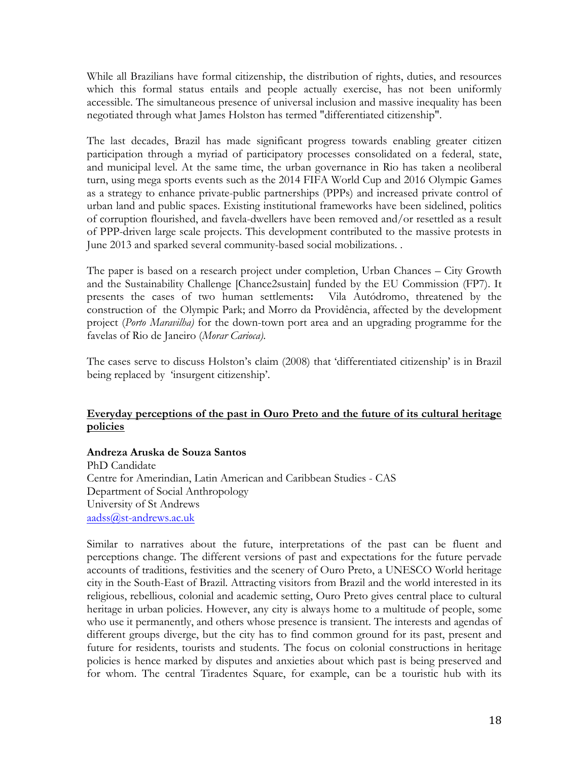While all Brazilians have formal citizenship, the distribution of rights, duties, and resources which this formal status entails and people actually exercise, has not been uniformly accessible. The simultaneous presence of universal inclusion and massive inequality has been negotiated through what James Holston has termed "differentiated citizenship".

The last decades, Brazil has made significant progress towards enabling greater citizen participation through a myriad of participatory processes consolidated on a federal, state, and municipal level. At the same time, the urban governance in Rio has taken a neoliberal turn, using mega sports events such as the 2014 FIFA World Cup and 2016 Olympic Games as a strategy to enhance private-public partnerships (PPPs) and increased private control of urban land and public spaces. Existing institutional frameworks have been sidelined, politics of corruption flourished, and favela-dwellers have been removed and/or resettled as a result of PPP-driven large scale projects. This development contributed to the massive protests in June 2013 and sparked several community-based social mobilizations. .

The paper is based on a research project under completion, Urban Chances – City Growth and the Sustainability Challenge [Chance2sustain] funded by the EU Commission (FP7). It presents the cases of two human settlements**:** Vila Autódromo, threatened by the construction of the Olympic Park; and Morro da Providência, affected by the development project (*Porto Maravilha)* for the down-town port area and an upgrading programme for the favelas of Rio de Janeiro (*Morar Carioca).*

The cases serve to discuss Holston's claim (2008) that 'differentiated citizenship' is in Brazil being replaced by 'insurgent citizenship'.

## <u>Everyday perceptions of the past in Ouro Preto and the future of its cultural heritage policies</u>

**Andreza Aruska de Souza Santos**
PhD Candidate
Centre for Amerindian, Latin American and Caribbean Studies - CAS
Department of Social Anthropology
University of St Andrews
aadss@st-andrews.ac.uk

Similar to narratives about the future, interpretations of the past can be fluent and perceptions change. The different versions of past and expectations for the future pervade accounts of traditions, festivities and the scenery of Ouro Preto, a UNESCO World heritage city in the South-East of Brazil. Attracting visitors from Brazil and the world interested in its religious, rebellious, colonial and academic setting, Ouro Preto gives central place to cultural heritage in urban policies. However, any city is always home to a multitude of people, some who use it permanently, and others whose presence is transient. The interests and agendas of different groups diverge, but the city has to find common ground for its past, present and future for residents, tourists and students. The focus on colonial constructions in heritage policies is hence marked by disputes and anxieties about which past is being preserved and for whom. The central Tiradentes Square, for example, can be a touristic hub with its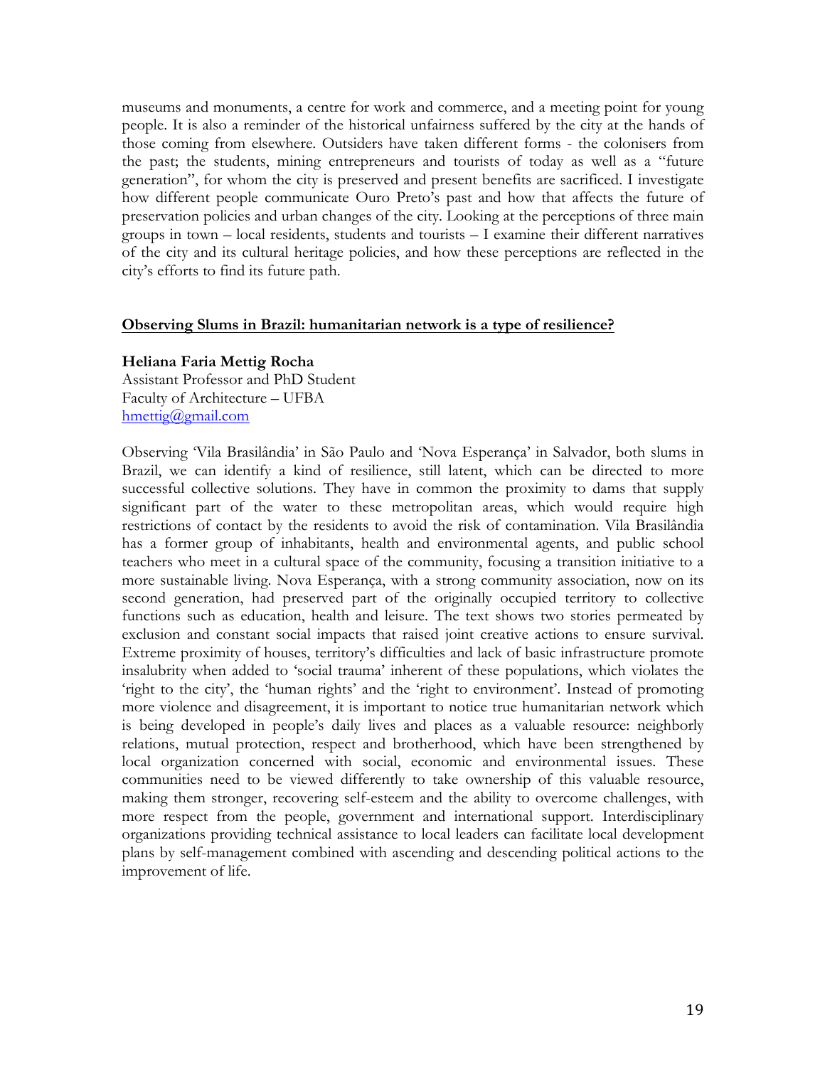museums and monuments, a centre for work and commerce, and a meeting point for young people. It is also a reminder of the historical unfairness suffered by the city at the hands of those coming from elsewhere. Outsiders have taken different forms - the colonisers from the past; the students, mining entrepreneurs and tourists of today as well as a "future generation", for whom the city is preserved and present benefits are sacrificed. I investigate how different people communicate Ouro Preto's past and how that affects the future of preservation policies and urban changes of the city. Looking at the perceptions of three main groups in town – local residents, students and tourists – I examine their different narratives of the city and its cultural heritage policies, and how these perceptions are reflected in the city's efforts to find its future path.

**Observing Slums in Brazil: humanitarian network is a type of resilience?**

**Heliana Faria Mettig Rocha**
Assistant Professor and PhD Student
Faculty of Architecture – UFBA
hmettig@gmail.com

Observing 'Vila Brasilândia' in São Paulo and 'Nova Esperança' in Salvador, both slums in Brazil, we can identify a kind of resilience, still latent, which can be directed to more successful collective solutions. They have in common the proximity to dams that supply significant part of the water to these metropolitan areas, which would require high restrictions of contact by the residents to avoid the risk of contamination. Vila Brasilândia has a former group of inhabitants, health and environmental agents, and public school teachers who meet in a cultural space of the community, focusing a transition initiative to a more sustainable living. Nova Esperança, with a strong community association, now on its second generation, had preserved part of the originally occupied territory to collective functions such as education, health and leisure. The text shows two stories permeated by exclusion and constant social impacts that raised joint creative actions to ensure survival. Extreme proximity of houses, territory's difficulties and lack of basic infrastructure promote insalubrity when added to 'social trauma' inherent of these populations, which violates the 'right to the city', the 'human rights' and the 'right to environment'. Instead of promoting more violence and disagreement, it is important to notice true humanitarian network which is being developed in people's daily lives and places as a valuable resource: neighborly relations, mutual protection, respect and brotherhood, which have been strengthened by local organization concerned with social, economic and environmental issues. These communities need to be viewed differently to take ownership of this valuable resource, making them stronger, recovering self-esteem and the ability to overcome challenges, with more respect from the people, government and international support. Interdisciplinary organizations providing technical assistance to local leaders can facilitate local development plans by self-management combined with ascending and descending political actions to the improvement of life.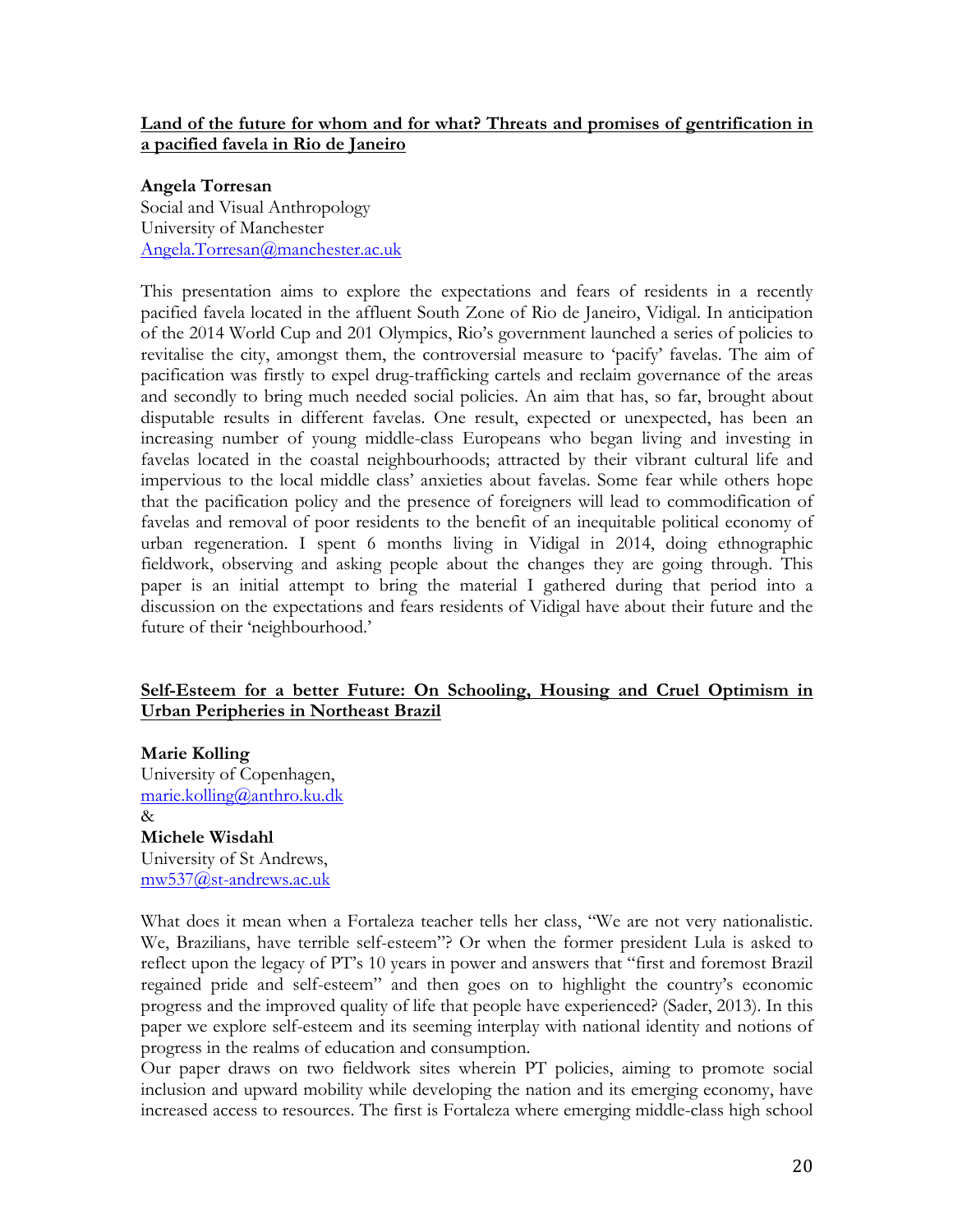## Land of the future for whom and for what? Threats and promises of gentrification in a pacified favela in Rio de Janeiro

**Angela Torresan**
Social and Visual Anthropology
University of Manchester
Angela.Torresan@manchester.ac.uk

This presentation aims to explore the expectations and fears of residents in a recently pacified favela located in the affluent South Zone of Rio de Janeiro, Vidigal. In anticipation of the 2014 World Cup and 201 Olympics, Rio's government launched a series of policies to revitalise the city, amongst them, the controversial measure to 'pacify' favelas. The aim of pacification was firstly to expel drug-trafficking cartels and reclaim governance of the areas and secondly to bring much needed social policies. An aim that has, so far, brought about disputable results in different favelas. One result, expected or unexpected, has been an increasing number of young middle-class Europeans who began living and investing in favelas located in the coastal neighbourhoods; attracted by their vibrant cultural life and impervious to the local middle class' anxieties about favelas. Some fear while others hope that the pacification policy and the presence of foreigners will lead to commodification of favelas and removal of poor residents to the benefit of an inequitable political economy of urban regeneration. I spent 6 months living in Vidigal in 2014, doing ethnographic fieldwork, observing and asking people about the changes they are going through. This paper is an initial attempt to bring the material I gathered during that period into a discussion on the expectations and fears residents of Vidigal have about their future and the future of their 'neighbourhood.'

## Self-Esteem for a better Future: On Schooling, Housing and Cruel Optimism in Urban Peripheries in Northeast Brazil

**Marie Kolling**
University of Copenhagen,
marie.kolling@anthro.ku.dk
&
**Michele Wisdahl**
University of St Andrews,
mw537@st-andrews.ac.uk

What does it mean when a Fortaleza teacher tells her class, "We are not very nationalistic. We, Brazilians, have terrible self-esteem"? Or when the former president Lula is asked to reflect upon the legacy of PT's 10 years in power and answers that "first and foremost Brazil regained pride and self-esteem" and then goes on to highlight the country's economic progress and the improved quality of life that people have experienced? (Sader, 2013). In this paper we explore self-esteem and its seeming interplay with national identity and notions of progress in the realms of education and consumption.

Our paper draws on two fieldwork sites wherein PT policies, aiming to promote social inclusion and upward mobility while developing the nation and its emerging economy, have increased access to resources. The first is Fortaleza where emerging middle-class high school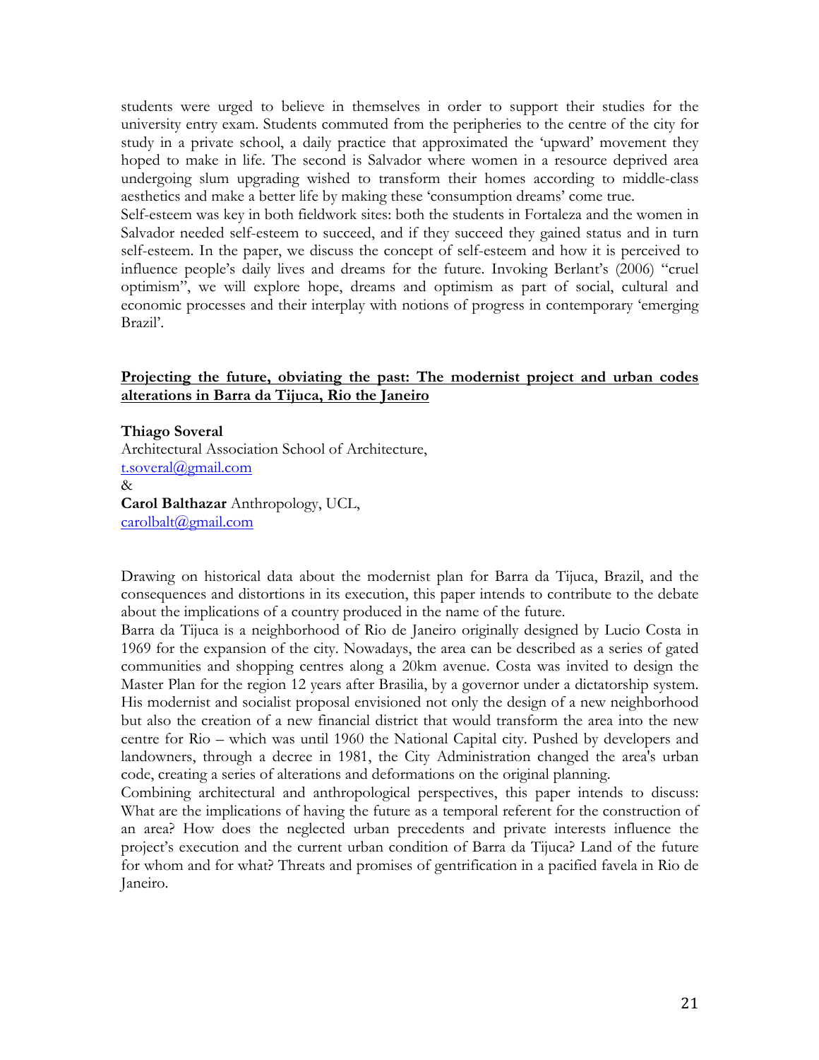students were urged to believe in themselves in order to support their studies for the university entry exam. Students commuted from the peripheries to the centre of the city for study in a private school, a daily practice that approximated the 'upward' movement they hoped to make in life. The second is Salvador where women in a resource deprived area undergoing slum upgrading wished to transform their homes according to middle-class aesthetics and make a better life by making these 'consumption dreams' come true.
Self-esteem was key in both fieldwork sites: both the students in Fortaleza and the women in Salvador needed self-esteem to succeed, and if they succeed they gained status and in turn self-esteem. In the paper, we discuss the concept of self-esteem and how it is perceived to influence people's daily lives and dreams for the future. Invoking Berlant's (2006) "cruel optimism", we will explore hope, dreams and optimism as part of social, cultural and economic processes and their interplay with notions of progress in contemporary 'emerging Brazil'.

## Projecting the future, obviating the past: The modernist project and urban codes alterations in Barra da Tijuca, Rio the Janeiro

**Thiago Soveral**
Architectural Association School of Architecture,
t.soveral@gmail.com
&
**Carol Balthazar** Anthropology, UCL,
carolbalt@gmail.com

Drawing on historical data about the modernist plan for Barra da Tijuca, Brazil, and the consequences and distortions in its execution, this paper intends to contribute to the debate about the implications of a country produced in the name of the future.
Barra da Tijuca is a neighborhood of Rio de Janeiro originally designed by Lucio Costa in 1969 for the expansion of the city. Nowadays, the area can be described as a series of gated communities and shopping centres along a 20km avenue. Costa was invited to design the Master Plan for the region 12 years after Brasilia, by a governor under a dictatorship system. His modernist and socialist proposal envisioned not only the design of a new neighborhood but also the creation of a new financial district that would transform the area into the new centre for Rio – which was until 1960 the National Capital city. Pushed by developers and landowners, through a decree in 1981, the City Administration changed the area's urban code, creating a series of alterations and deformations on the original planning.
Combining architectural and anthropological perspectives, this paper intends to discuss: What are the implications of having the future as a temporal referent for the construction of an area? How does the neglected urban precedents and private interests influence the project's execution and the current urban condition of Barra da Tijuca? Land of the future for whom and for what? Threats and promises of gentrification in a pacified favela in Rio de Janeiro.